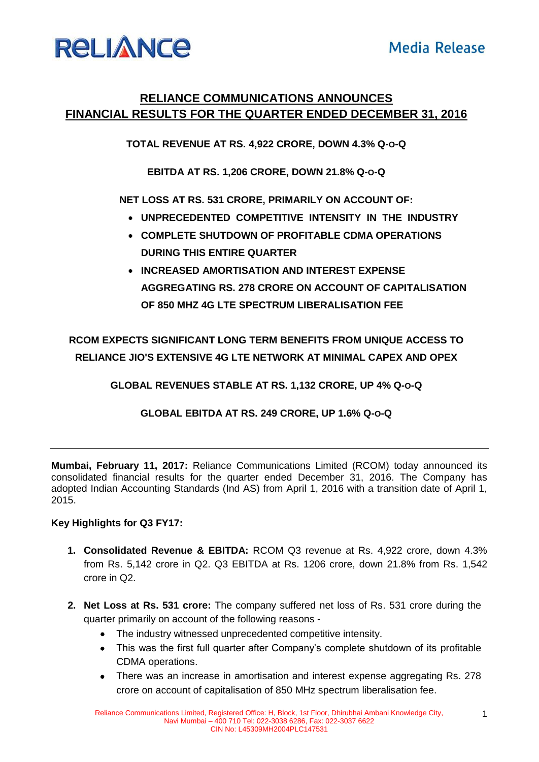RELIANCE

Media Release

# RELIANCE COMMUNICATIONS ANNOUNCES FINANCIAL RESULTS FOR THE QUARTER ENDED DECEMBER 31, 2016

**TOTAL REVENUE AT RS. 4,922 CRORE, DOWN 4.3% Q-O-Q**

**EBITDA AT RS. 1,206 CRORE, DOWN 21.8% Q-O-Q**

**NET LOSS AT RS. 531 CRORE, PRIMARILY ON ACCOUNT OF:**

- **UNPRECEDENTED COMPETITIVE INTENSITY IN THE INDUSTRY**
- **COMPLETE SHUTDOWN OF PROFITABLE CDMA OPERATIONS DURING THIS ENTIRE QUARTER**
- **INCREASED AMORTISATION AND INTEREST EXPENSE AGGREGATING RS. 278 CRORE ON ACCOUNT OF CAPITALISATION OF 850 MHZ 4G LTE SPECTRUM LIBERALISATION FEE**

**RCOM EXPECTS SIGNIFICANT LONG TERM BENEFITS FROM UNIQUE ACCESS TO RELIANCE JIO'S EXTENSIVE 4G LTE NETWORK AT MINIMAL CAPEX AND OPEX**

**GLOBAL REVENUES STABLE AT RS. 1,132 CRORE, UP 4% Q-O-Q**

**GLOBAL EBITDA AT RS. 249 CRORE, UP 1.6% Q-O-Q**

---

**Mumbai, February 11, 2017:** Reliance Communications Limited (RCOM) today announced its consolidated financial results for the quarter ended December 31, 2016. The Company has adopted Indian Accounting Standards (Ind AS) from April 1, 2016 with a transition date of April 1, 2015.

**Key Highlights for Q3 FY17:**

1. **Consolidated Revenue & EBITDA:** RCOM Q3 revenue at Rs. 4,922 crore, down 4.3% from Rs. 5,142 crore in Q2. Q3 EBITDA at Rs. 1206 crore, down 21.8% from Rs. 1,542 crore in Q2.

2. **Net Loss at Rs. 531 crore:** The company suffered net loss of Rs. 531 crore during the quarter primarily on account of the following reasons -
   - The industry witnessed unprecedented competitive intensity.
   - This was the first full quarter after Company's complete shutdown of its profitable CDMA operations.
   - There was an increase in amortisation and interest expense aggregating Rs. 278 crore on account of capitalisation of 850 MHz spectrum liberalisation fee.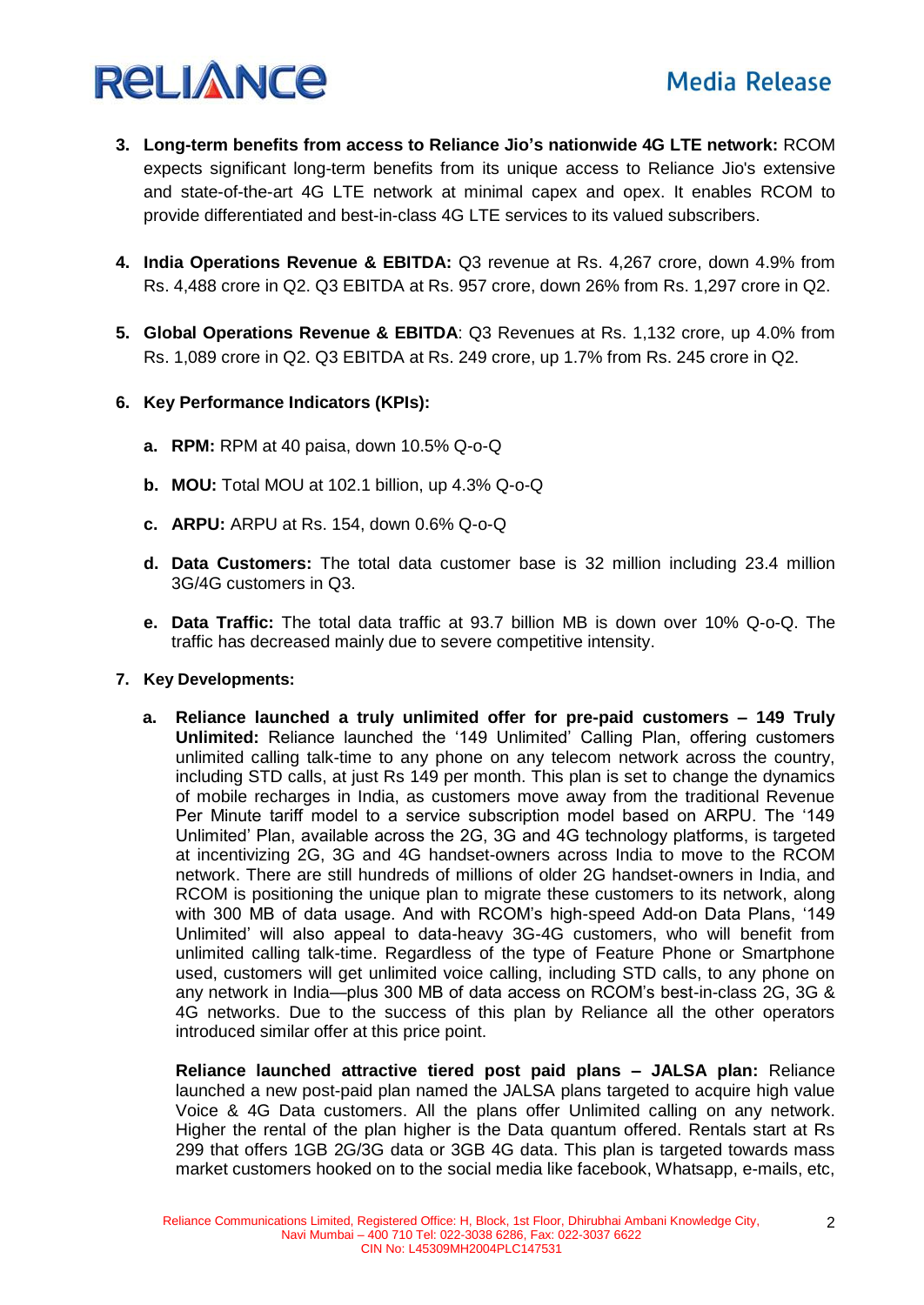3. **Long-term benefits from access to Reliance Jio's nationwide 4G LTE network:** RCOM expects significant long-term benefits from its unique access to Reliance Jio's extensive and state-of-the-art 4G LTE network at minimal capex and opex. It enables RCOM to provide differentiated and best-in-class 4G LTE services to its valued subscribers.

4. **India Operations Revenue & EBITDA:** Q3 revenue at Rs. 4,267 crore, down 4.9% from Rs. 4,488 crore in Q2. Q3 EBITDA at Rs. 957 crore, down 26% from Rs. 1,297 crore in Q2.

5. **Global Operations Revenue & EBITDA**: Q3 Revenues at Rs. 1,132 crore, up 4.0% from Rs. 1,089 crore in Q2. Q3 EBITDA at Rs. 249 crore, up 1.7% from Rs. 245 crore in Q2.

6. **Key Performance Indicators (KPIs):**

   a. **RPM:** RPM at 40 paisa, down 10.5% Q-o-Q

   b. **MOU:** Total MOU at 102.1 billion, up 4.3% Q-o-Q

   c. **ARPU:** ARPU at Rs. 154, down 0.6% Q-o-Q

   d. **Data Customers:** The total data customer base is 32 million including 23.4 million 3G/4G customers in Q3.

   e. **Data Traffic:** The total data traffic at 93.7 billion MB is down over 10% Q-o-Q. The traffic has decreased mainly due to severe competitive intensity.

7. **Key Developments:**

   a. **Reliance launched a truly unlimited offer for pre-paid customers – 149 Truly Unlimited:** Reliance launched the '149 Unlimited' Calling Plan, offering customers unlimited calling talk-time to any phone on any telecom network across the country, including STD calls, at just Rs 149 per month. This plan is set to change the dynamics of mobile recharges in India, as customers move away from the traditional Revenue Per Minute tariff model to a service subscription model based on ARPU. The '149 Unlimited' Plan, available across the 2G, 3G and 4G technology platforms, is targeted at incentivizing 2G, 3G and 4G handset-owners across India to move to the RCOM network. There are still hundreds of millions of older 2G handset-owners in India, and RCOM is positioning the unique plan to migrate these customers to its network, along with 300 MB of data usage. And with RCOM's high-speed Add-on Data Plans, '149 Unlimited' will also appeal to data-heavy 3G-4G customers, who will benefit from unlimited calling talk-time. Regardless of the type of Feature Phone or Smartphone used, customers will get unlimited voice calling, including STD calls, to any phone on any network in India—plus 300 MB of data access on RCOM's best-in-class 2G, 3G & 4G networks. Due to the success of this plan by Reliance all the other operators introduced similar offer at this price point.

   **Reliance launched attractive tiered post paid plans – JALSA plan:** Reliance launched a new post-paid plan named the JALSA plans targeted to acquire high value Voice & 4G Data customers. All the plans offer Unlimited calling on any network. Higher the rental of the plan higher is the Data quantum offered. Rentals start at Rs 299 that offers 1GB 2G/3G data or 3GB 4G data. This plan is targeted towards mass market customers hooked on to the social media like facebook, Whatsapp, e-mails, etc,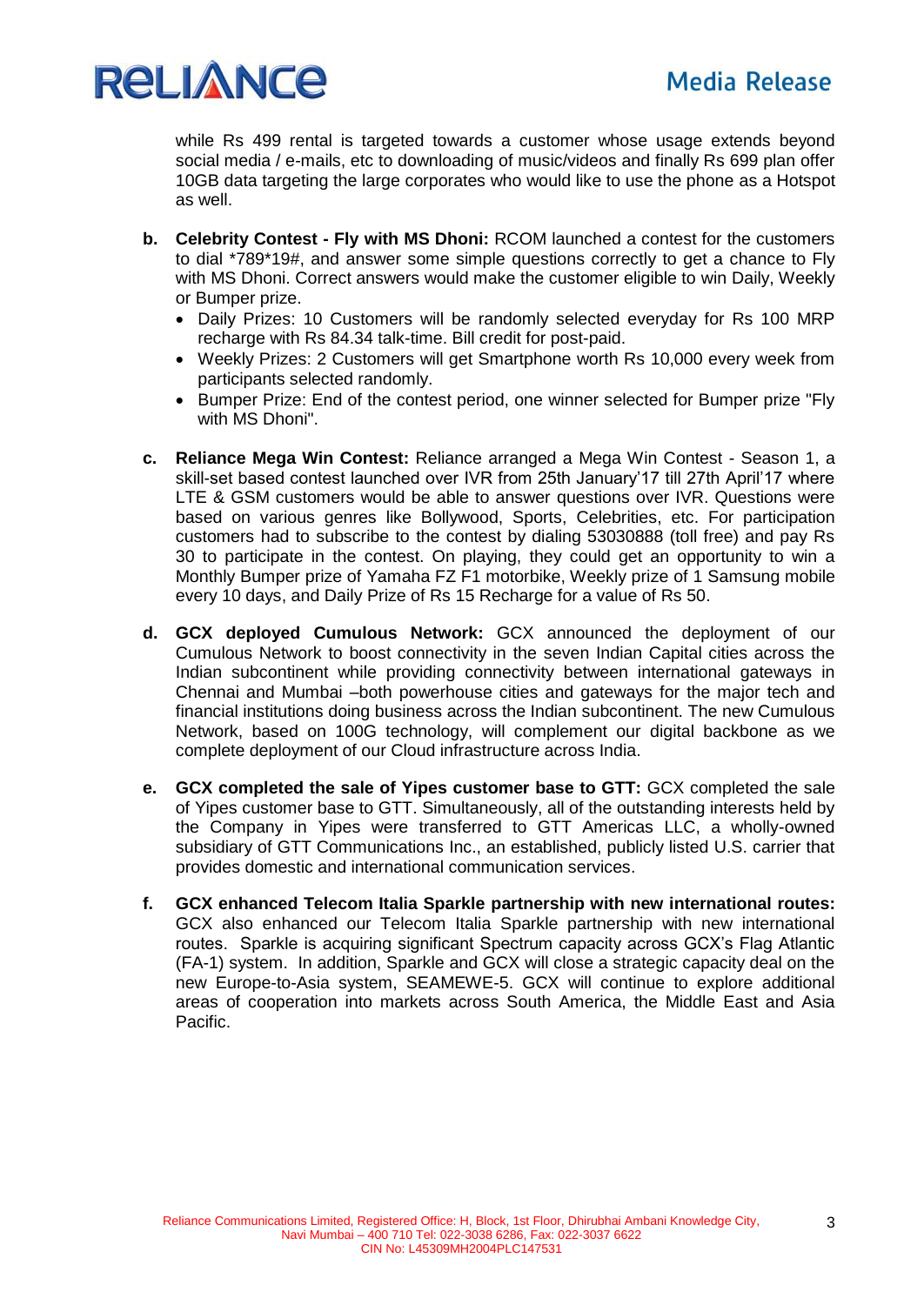while Rs 499 rental is targeted towards a customer whose usage extends beyond social media / e-mails, etc to downloading of music/videos and finally Rs 699 plan offer 10GB data targeting the large corporates who would like to use the phone as a Hotspot as well.

b. **Celebrity Contest - Fly with MS Dhoni:** RCOM launched a contest for the customers to dial *789*19#, and answer some simple questions correctly to get a chance to Fly with MS Dhoni. Correct answers would make the customer eligible to win Daily, Weekly or Bumper prize.
   - Daily Prizes: 10 Customers will be randomly selected everyday for Rs 100 MRP recharge with Rs 84.34 talk-time. Bill credit for post-paid.
   - Weekly Prizes: 2 Customers will get Smartphone worth Rs 10,000 every week from participants selected randomly.
   - Bumper Prize: End of the contest period, one winner selected for Bumper prize "Fly with MS Dhoni".

c. **Reliance Mega Win Contest:** Reliance arranged a Mega Win Contest - Season 1, a skill-set based contest launched over IVR from 25th January'17 till 27th April'17 where LTE & GSM customers would be able to answer questions over IVR. Questions were based on various genres like Bollywood, Sports, Celebrities, etc. For participation customers had to subscribe to the contest by dialing 53030888 (toll free) and pay Rs 30 to participate in the contest. On playing, they could get an opportunity to win a Monthly Bumper prize of Yamaha FZ F1 motorbike, Weekly prize of 1 Samsung mobile every 10 days, and Daily Prize of Rs 15 Recharge for a value of Rs 50.

d. **GCX deployed Cumulous Network:** GCX announced the deployment of our Cumulous Network to boost connectivity in the seven Indian Capital cities across the Indian subcontinent while providing connectivity between international gateways in Chennai and Mumbai –both powerhouse cities and gateways for the major tech and financial institutions doing business across the Indian subcontinent. The new Cumulous Network, based on 100G technology, will complement our digital backbone as we complete deployment of our Cloud infrastructure across India.

e. **GCX completed the sale of Yipes customer base to GTT:** GCX completed the sale of Yipes customer base to GTT. Simultaneously, all of the outstanding interests held by the Company in Yipes were transferred to GTT Americas LLC, a wholly-owned subsidiary of GTT Communications Inc., an established, publicly listed U.S. carrier that provides domestic and international communication services.

f. **GCX enhanced Telecom Italia Sparkle partnership with new international routes:** GCX also enhanced our Telecom Italia Sparkle partnership with new international routes. Sparkle is acquiring significant Spectrum capacity across GCX's Flag Atlantic (FA-1) system. In addition, Sparkle and GCX will close a strategic capacity deal on the new Europe-to-Asia system, SEAMEWE-5. GCX will continue to explore additional areas of cooperation into markets across South America, the Middle East and Asia Pacific.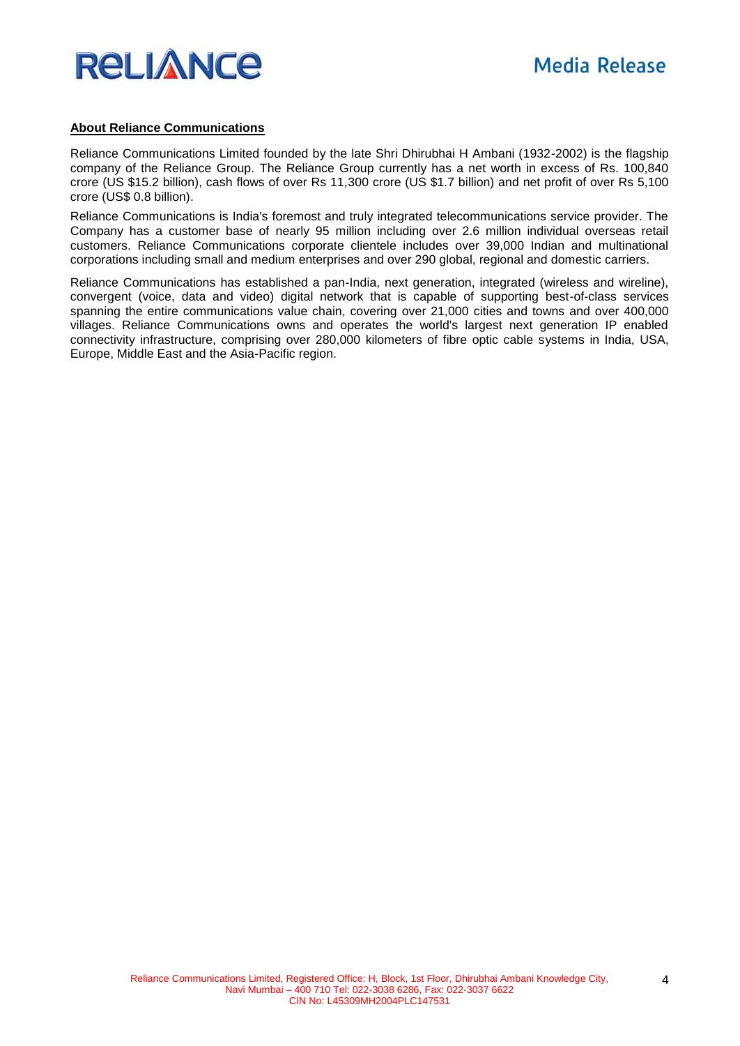## About Reliance Communications

Reliance Communications Limited founded by the late Shri Dhirubhai H Ambani (1932-2002) is the flagship company of the Reliance Group. The Reliance Group currently has a net worth in excess of Rs. 100,840 crore (US $15.2 billion), cash flows of over Rs 11,300 crore (US $1.7 billion) and net profit of over Rs 5,100 crore (US$ 0.8 billion).

Reliance Communications is India's foremost and truly integrated telecommunications service provider. The Company has a customer base of nearly 95 million including over 2.6 million individual overseas retail customers. Reliance Communications corporate clientele includes over 39,000 Indian and multinational corporations including small and medium enterprises and over 290 global, regional and domestic carriers.

Reliance Communications has established a pan-India, next generation, integrated (wireless and wireline), convergent (voice, data and video) digital network that is capable of supporting best-of-class services spanning the entire communications value chain, covering over 21,000 cities and towns and over 400,000 villages. Reliance Communications owns and operates the world's largest next generation IP enabled connectivity infrastructure, comprising over 280,000 kilometers of fibre optic cable systems in India, USA, Europe, Middle East and the Asia-Pacific region.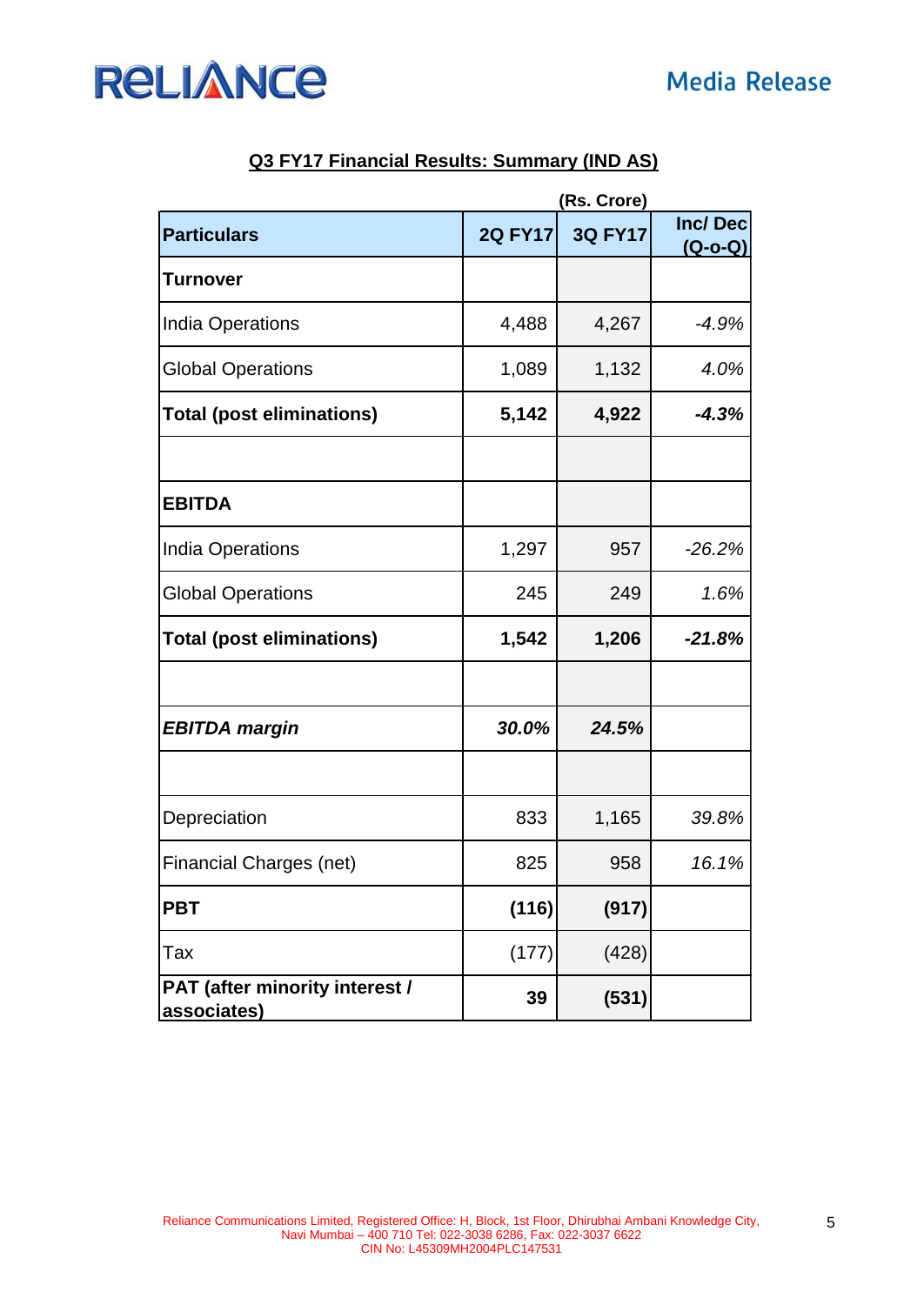## Q3 FY17 Financial Results: Summary (IND AS)

(Rs. Crore)

| Particulars | 2Q FY17 | 3Q FY17 | Inc/ Dec (Q-o-Q) |
|---|---|---|---|
| **Turnover** | | | |
| India Operations | 4,488 | 4,267 | *-4.9%* |
| Global Operations | 1,089 | 1,132 | *4.0%* |
| **Total (post eliminations)** | **5,142** | **4,922** | ***-4.3%*** |
| | | | |
| **EBITDA** | | | |
| India Operations | 1,297 | 957 | *-26.2%* |
| Global Operations | 245 | 249 | *1.6%* |
| **Total (post eliminations)** | **1,542** | **1,206** | ***-21.8%*** |
| | | | |
| ***EBITDA margin*** | ***30.0%*** | ***24.5%*** | |
| | | | |
| Depreciation | 833 | 1,165 | *39.8%* |
| Financial Charges (net) | 825 | 958 | *16.1%* |
| **PBT** | **(116)** | **(917)** | |
| Tax | (177) | (428) | |
| **PAT (after minority interest / associates)** | **39** | **(531)** | |

Reliance Communications Limited, Registered Office: H, Block, 1st Floor, Dhirubhai Ambani Knowledge City, Navi Mumbai – 400 710 Tel: 022-3038 6286, Fax: 022-3037 6622
CIN No: L45309MH2004PLC147531